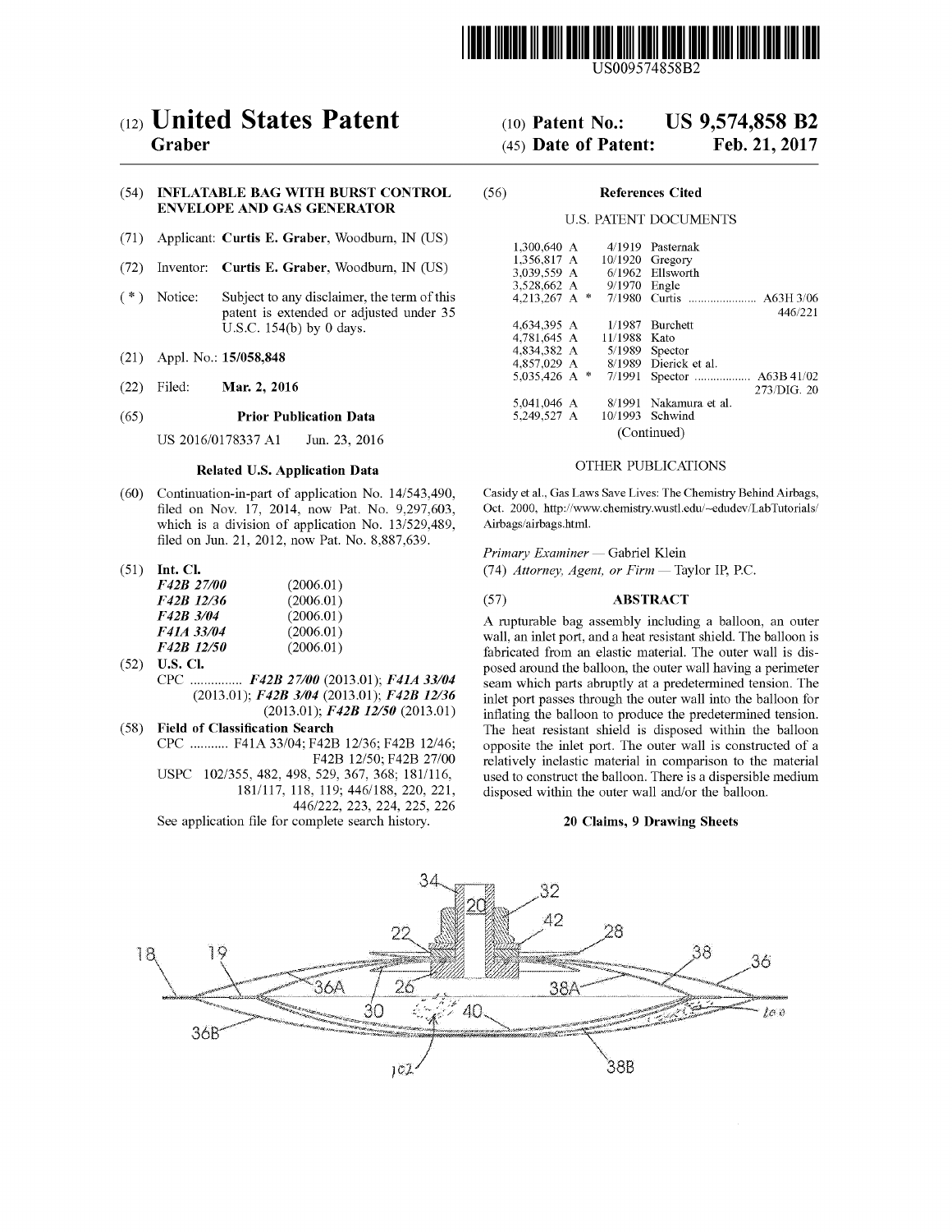US009574858B2

# (12) United States Patent
**Graber**

(10) **Patent No.:** **US 9,574,858 B2**

(45) **Date of Patent:** **Feb. 21, 2017**

(54) **INFLATABLE BAG WITH BURST CONTROL ENVELOPE AND GAS GENERATOR**

(71) Applicant: **Curtis E. Graber**, Woodburn, IN (US)

(72) Inventor: **Curtis E. Graber**, Woodburn, IN (US)

( * ) Notice: Subject to any disclaimer, the term of this patent is extended or adjusted under 35 U.S.C. 154(b) by 0 days.

(21) Appl. No.: **15/058,848**

(22) Filed: **Mar. 2, 2016**

(65) **Prior Publication Data**

US 2016/0178337 A1 Jun. 23, 2016

**Related U.S. Application Data**

(60) Continuation-in-part of application No. 14/543,490, filed on Nov. 17, 2014, now Pat. No. 9,297,603, which is a division of application No. 13/529,489, filed on Jun. 21, 2012, now Pat. No. 8,887,639.

(51) **Int. Cl.**

| | |
|---|---|
| ***F42B 27/00*** | (2006.01) |
| ***F42B 12/36*** | (2006.01) |
| ***F42B 3/04*** | (2006.01) |
| ***F41A 33/04*** | (2006.01) |
| ***F42B 12/50*** | (2006.01) |

(52) **U.S. Cl.**

CPC ............... ***F42B 27/00*** (2013.01); ***F41A 33/04*** (2013.01); ***F42B 3/04*** (2013.01); ***F42B 12/36*** (2013.01); ***F42B 12/50*** (2013.01)

(58) **Field of Classification Search**

CPC ........... F41A 33/04; F42B 12/36; F42B 12/46; F42B 12/50; F42B 27/00

USPC 102/355, 482, 498, 529, 367, 368; 181/116, 181/117, 118, 119; 446/188, 220, 221, 446/222, 223, 224, 225, 226

See application file for complete search history.

(56) **References Cited**

U.S. PATENT DOCUMENTS

| | | | |
|---|---|---|---|
| 1,300,640 A | | 4/1919 | Pasternak |
| 1,356,817 A | | 10/1920 | Gregory |
| 3,039,559 A | | 6/1962 | Ellsworth |
| 3,528,662 A | | 9/1970 | Engle |
| 4,213,267 A | * | 7/1980 | Curtis ..................... A63H 3/06 446/221 |
| 4,634,395 A | | 1/1987 | Burchett |
| 4,781,645 A | | 11/1988 | Kato |
| 4,834,382 A | | 5/1989 | Spector |
| 4,857,029 A | | 8/1989 | Dierick et al. |
| 5,035,426 A | * | 7/1991 | Spector ................. A63B 41/02 273/DIG. 20 |
| 5,041,046 A | | 8/1991 | Nakamura et al. |
| 5,249,527 A | | 10/1993 | Schwind |

(Continued)

OTHER PUBLICATIONS

Casidy et al., Gas Laws Save Lives: The Chemistry Behind Airbags, Oct. 2000, http://www.chemistry.wustl.edu/~edudev/LabTutorials/Airbags/airbags.html.

*Primary Examiner* — Gabriel Klein

(74) *Attorney, Agent, or Firm* — Taylor IP, P.C.

(57) **ABSTRACT**

A rupturable bag assembly including a balloon, an outer wall, an inlet port, and a heat resistant shield. The balloon is fabricated from an elastic material. The outer wall is disposed around the balloon, the outer wall having a perimeter seam which parts abruptly at a predetermined tension. The inlet port passes through the outer wall into the balloon for inflating the balloon to produce the predetermined tension. The heat resistant shield is disposed within the balloon opposite the inlet port. The outer wall is constructed of a relatively inelastic material in comparison to the material used to construct the balloon. There is a dispersible medium disposed within the outer wall and/or the balloon.

**20 Claims, 9 Drawing Sheets**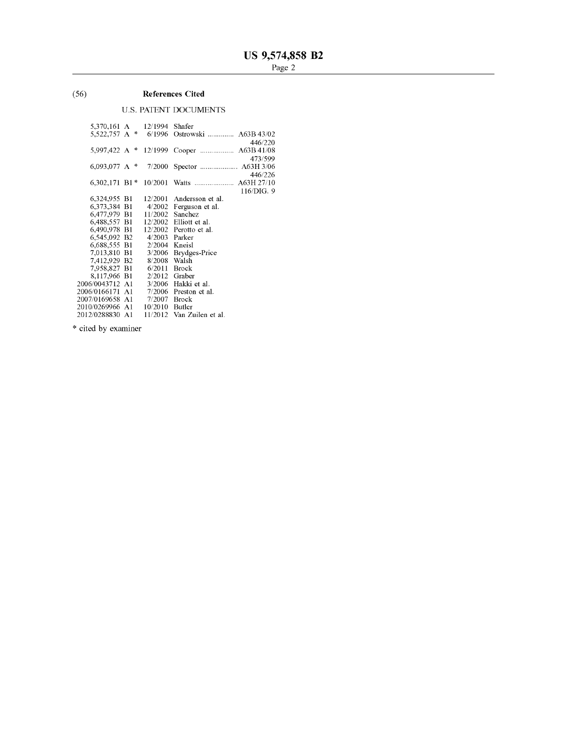(56) **References Cited**

U.S. PATENT DOCUMENTS

| | | | | |
|---|---|---|---|---|
| 5,370,161 | A | 12/1994 | Shafer | |
| 5,522,757 | A * | 6/1996 | Ostrowski | A63B 43/02 446/220 |
| 5,997,422 | A * | 12/1999 | Cooper | A63B 41/08 473/599 |
| 6,093,077 | A * | 7/2000 | Spector | A63H 3/06 446/226 |
| 6,302,171 | B1 * | 10/2001 | Watts | A63H 27/10 116/DIG. 9 |
| 6,324,955 | B1 | 12/2001 | Andersson et al. | |
| 6,373,384 | B1 | 4/2002 | Ferguson et al. | |
| 6,477,979 | B1 | 11/2002 | Sanchez | |
| 6,488,557 | B1 | 12/2002 | Elliott et al. | |
| 6,490,978 | B1 | 12/2002 | Perotto et al. | |
| 6,545,092 | B2 | 4/2003 | Parker | |
| 6,688,555 | B1 | 2/2004 | Kneisl | |
| 7,013,810 | B1 | 3/2006 | Brydges-Price | |
| 7,412,929 | B2 | 8/2008 | Walsh | |
| 7,958,827 | B1 | 6/2011 | Brock | |
| 8,117,966 | B1 | 2/2012 | Graber | |
| 2006/0043712 | A1 | 3/2006 | Hakki et al. | |
| 2006/0166171 | A1 | 7/2006 | Preston et al. | |
| 2007/0169658 | A1 | 7/2007 | Brock | |
| 2010/0269966 | A1 | 10/2010 | Butler | |
| 2012/0288830 | A1 | 11/2012 | Van Zuilen et al. | |

* cited by examiner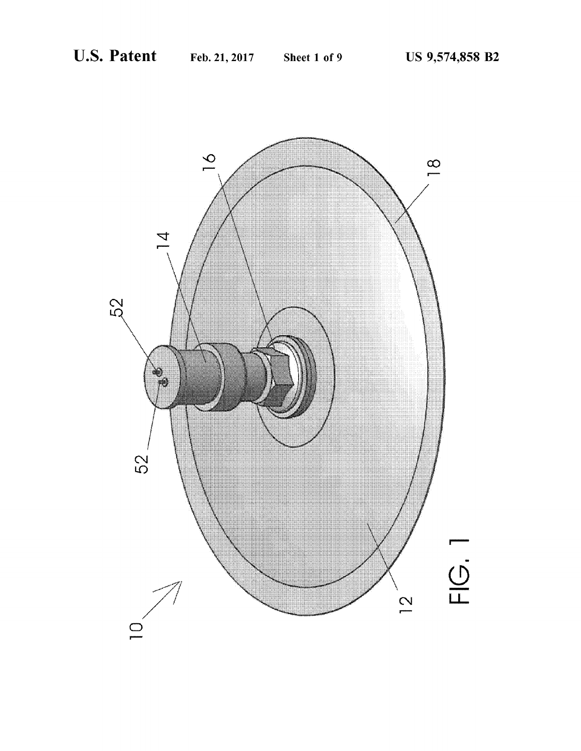FIG. 1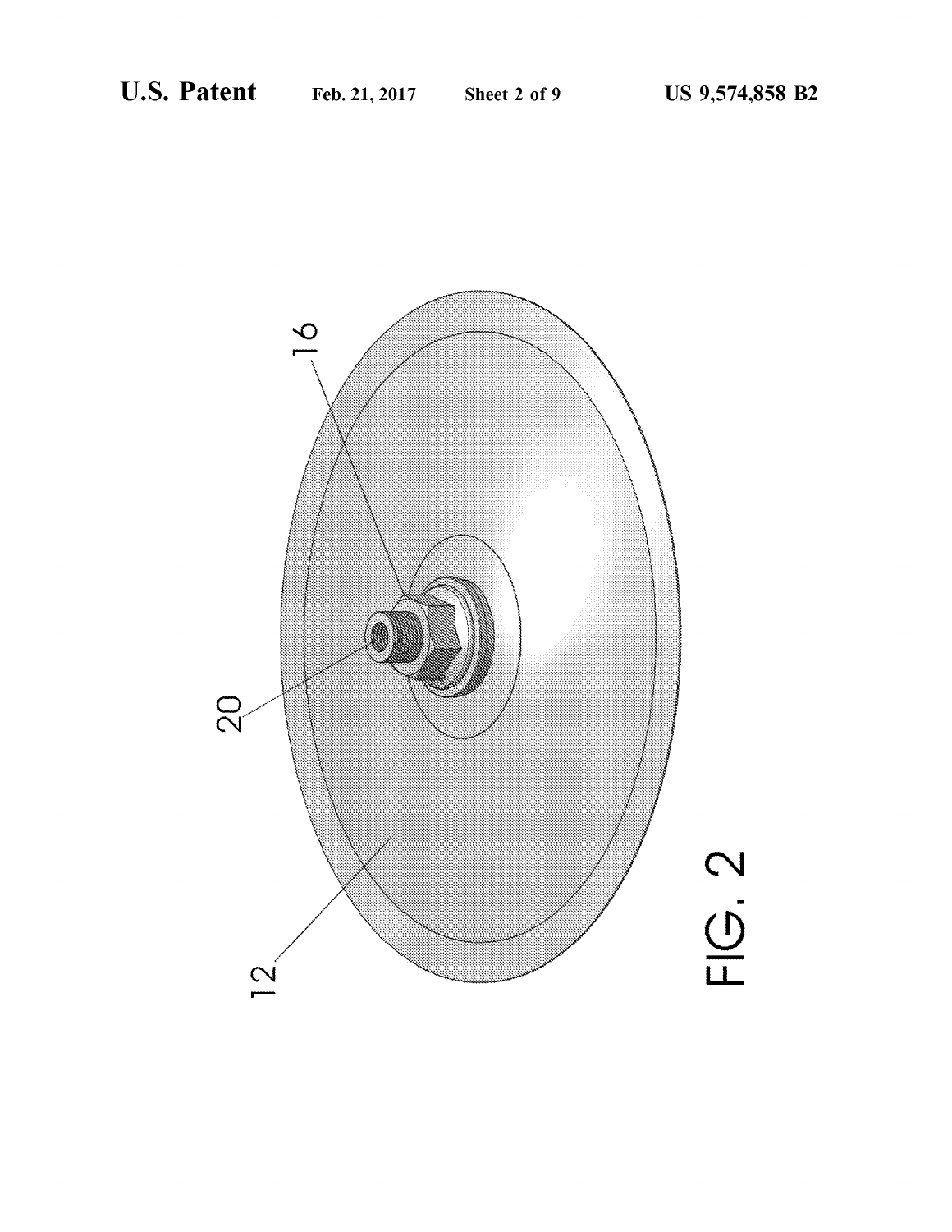FIG. 2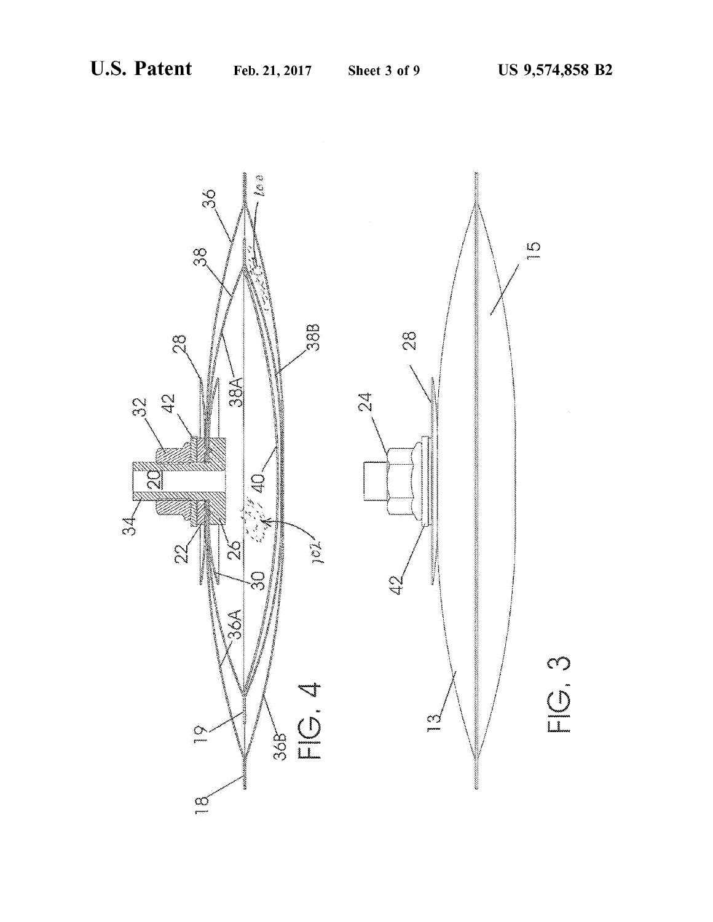FIG. 4

FIG. 3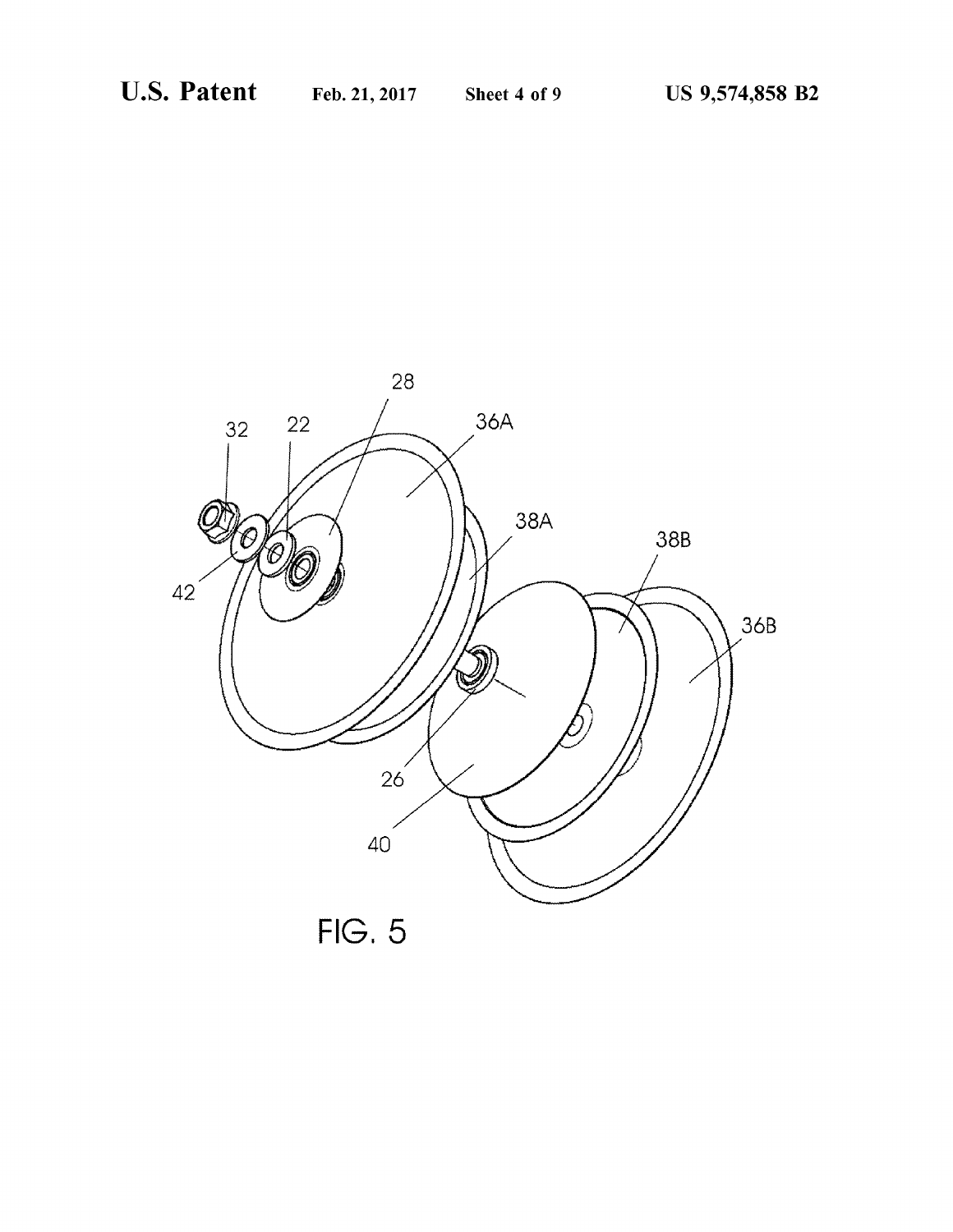FIG. 5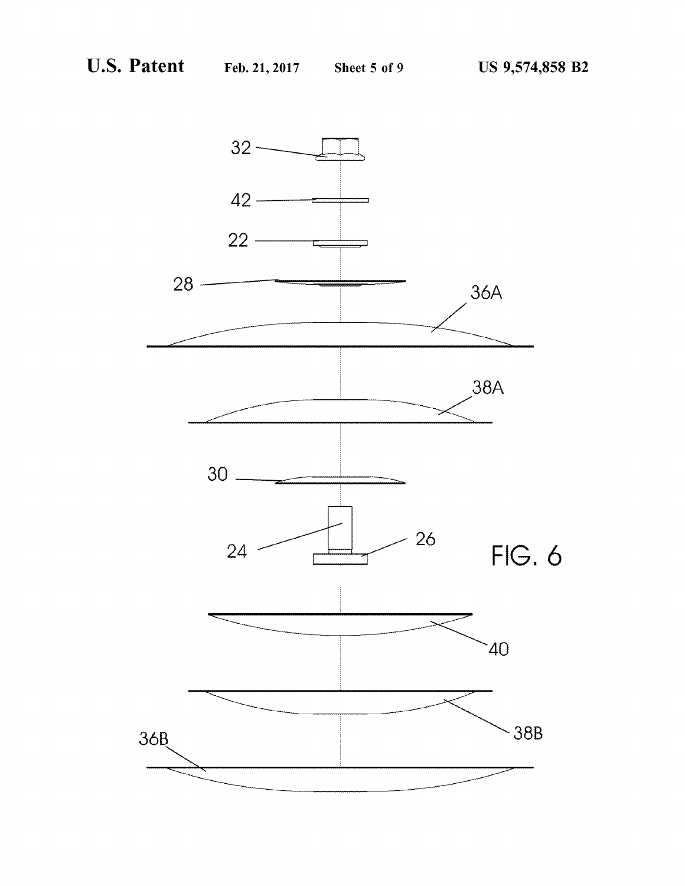FIG. 6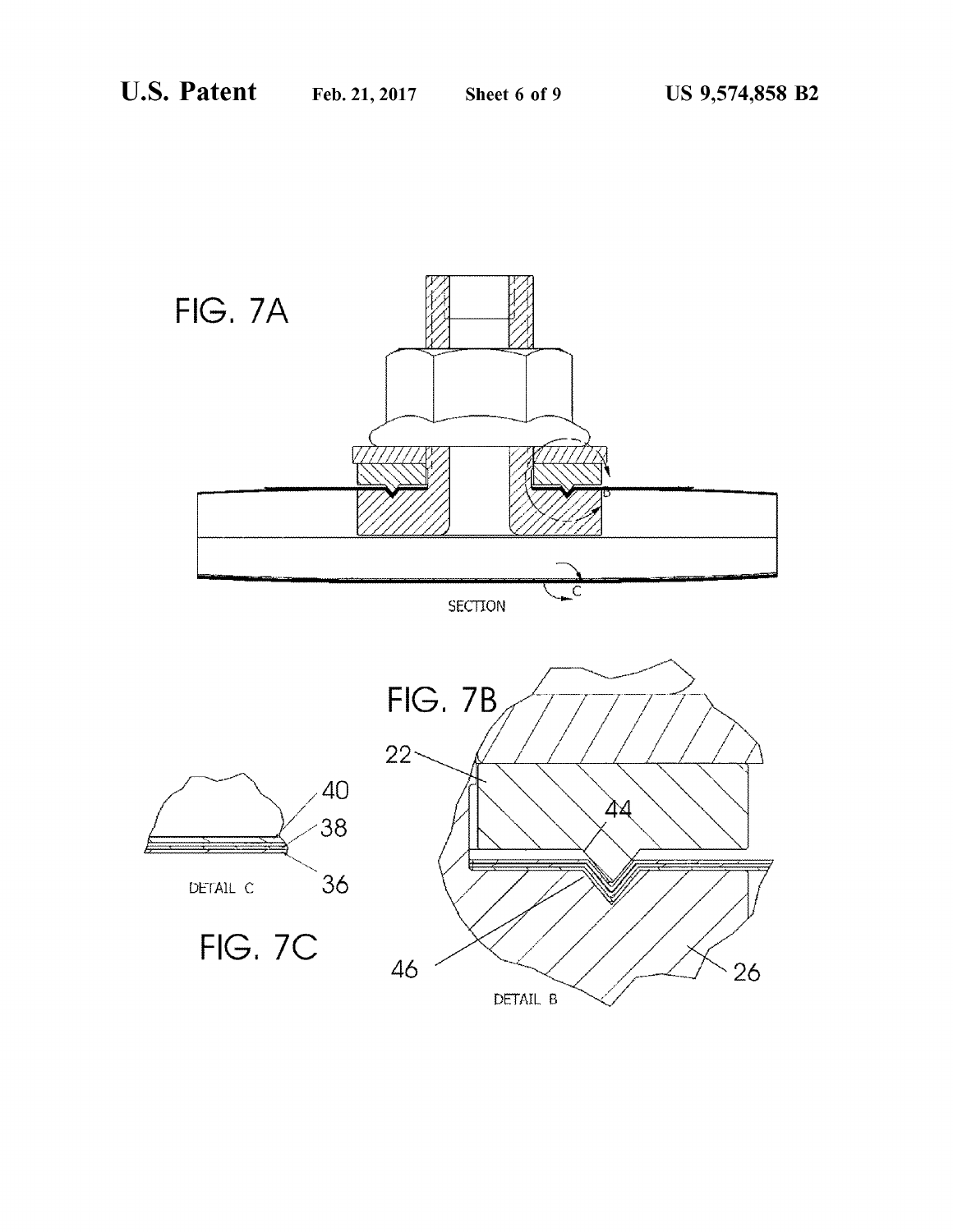FIG. 7A

SECTION

FIG. 7B

22

44

46

26

DETAIL B

40

38

36

DETAIL C

FIG. 7C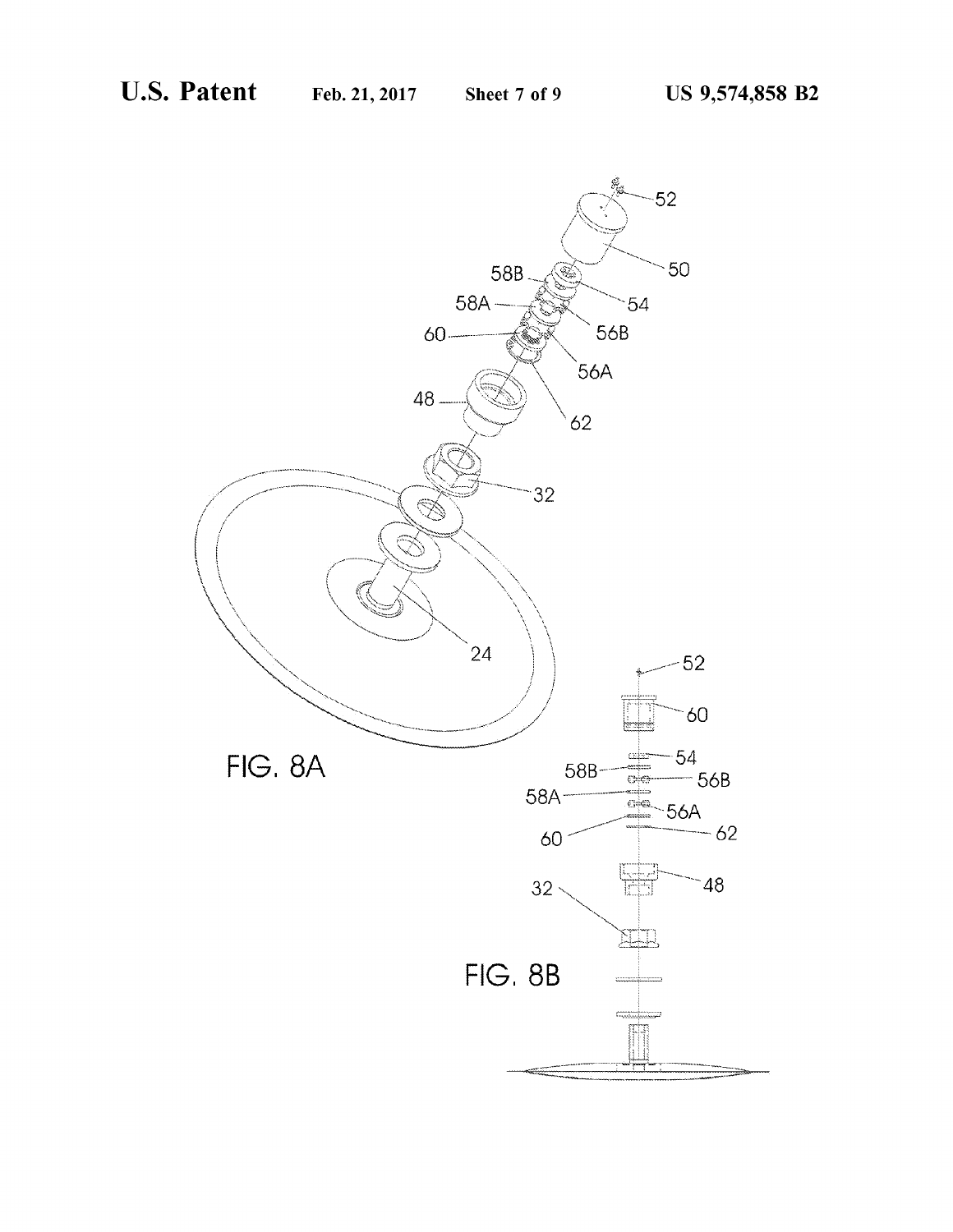FIG. 8A

FIG. 8B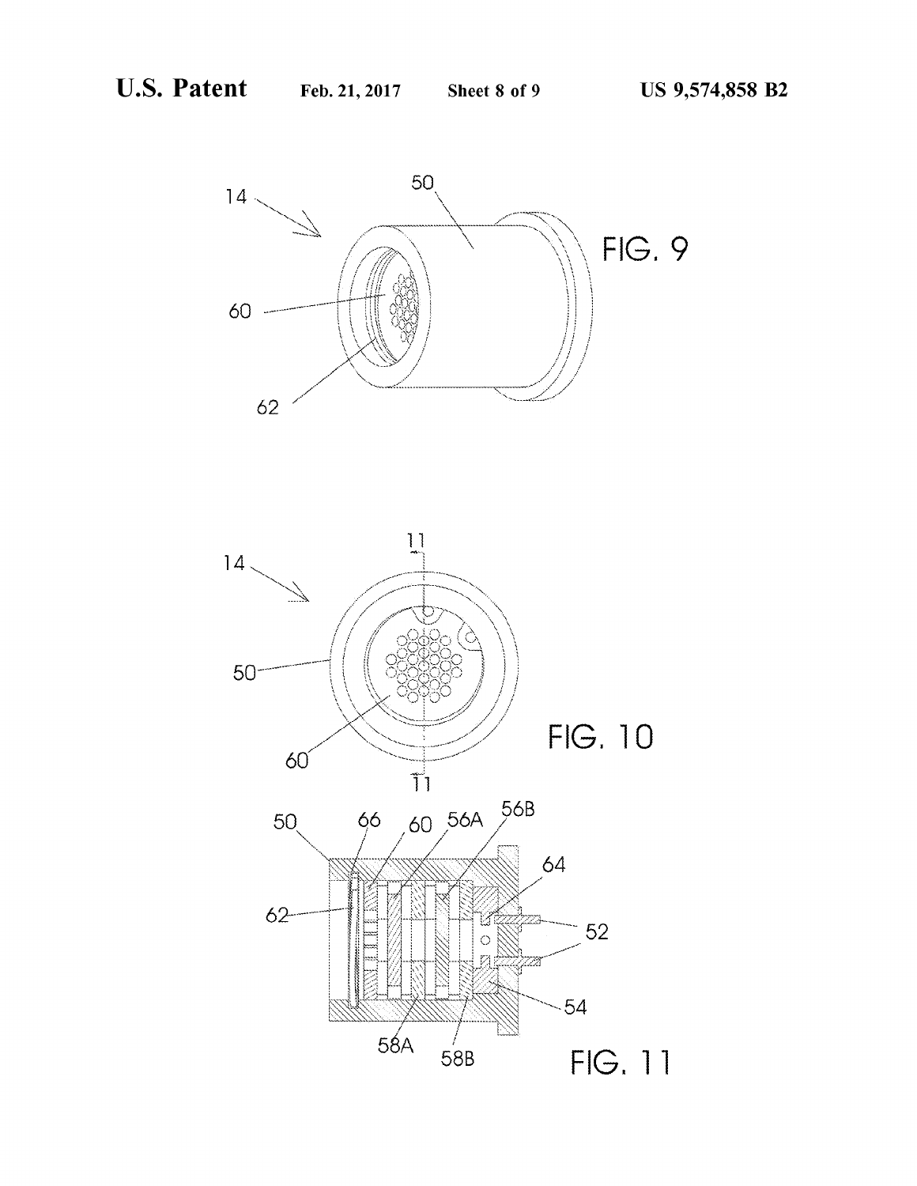FIG. 9

FIG. 10

FIG. 11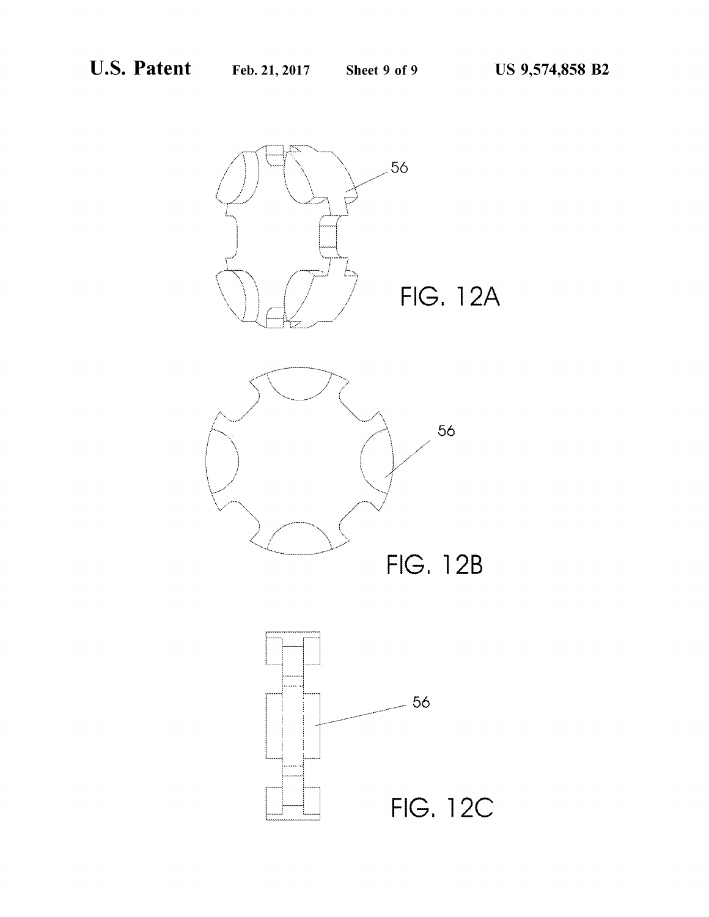56

FIG. 12A

56

FIG. 12B

56

FIG. 12C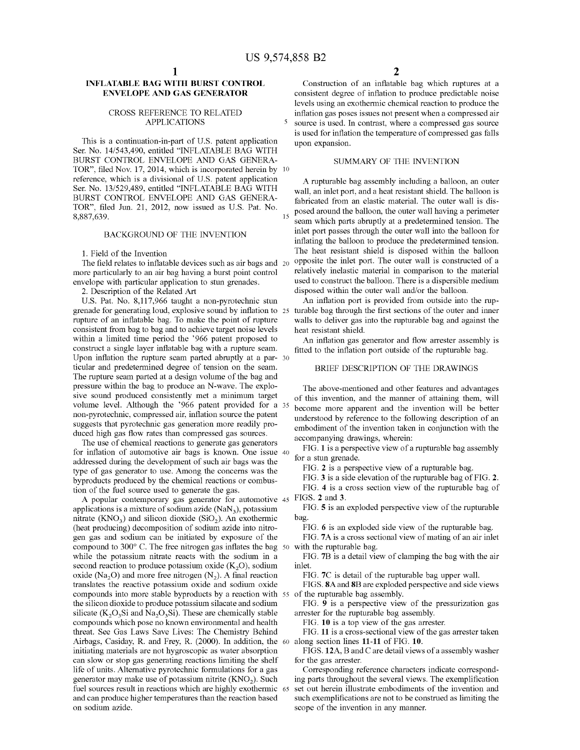# INFLATABLE BAG WITH BURST CONTROL ENVELOPE AND GAS GENERATOR

## CROSS REFERENCE TO RELATED APPLICATIONS

This is a continuation-in-part of U.S. patent application Ser. No. 14/543,490, entitled "INFLATABLE BAG WITH BURST CONTROL ENVELOPE AND GAS GENERATOR", filed Nov. 17, 2014, which is incorporated herein by reference, which is a divisional of U.S. patent application Ser. No. 13/529,489, entitled "INFLATABLE BAG WITH BURST CONTROL ENVELOPE AND GAS GENERATOR", filed Jun. 21, 2012, now issued as U.S. Pat. No. 8,887,639.

## BACKGROUND OF THE INVENTION

1. Field of the Invention

The field relates to inflatable devices such as air bags and more particularly to an air bag having a burst point control envelope with particular application to stun grenades.

2. Description of the Related Art

U.S. Pat. No. 8,117,966 taught a non-pyrotechnic stun grenade for generating loud, explosive sound by inflation to rupture of an inflatable bag. To make the point of rupture consistent from bag to bag and to achieve target noise levels within a limited time period the '966 patent proposed to construct a single layer inflatable bag with a rupture seam. Upon inflation the rupture seam parted abruptly at a particular and predetermined degree of tension on the seam. The rupture seam parted at a design volume of the bag and pressure within the bag to produce an N-wave. The explosive sound produced consistently met a minimum target volume level. Although the '966 patent provided for a non-pyrotechnic, compressed air, inflation source the patent suggests that pyrotechnic gas generation more readily produced high gas flow rates than compressed gas sources.

The use of chemical reactions to generate gas generators for inflation of automotive air bags is known. One issue addressed during the development of such air bags was the type of gas generator to use. Among the concerns was the byproducts produced by the chemical reactions or combustion of the fuel source used to generate the gas.

A popular contemporary gas generator for automotive applications is a mixture of sodium azide ($NaN_3$), potassium nitrate ($KNO_3$) and silicon dioxide ($SiO_2$). An exothermic (heat producing) decomposition of sodium azide into nitrogen gas and sodium can be initiated by exposure of the compound to 300° C. The free nitrogen gas inflates the bag while the potassium nitrate reacts with the sodium in a second reaction to produce potassium oxide ($K_2O$), sodium oxide ($Na_2O$) and more free nitrogen ($N_2$). A final reaction translates the reactive potassium oxide and sodium oxide compounds into more stable byproducts by a reaction with the silicon dioxide to produce potassium silacate and sodium silicate ($K_2O_3Si$ and $Na_2O_3Si$). These are chemically stable compounds which pose no known environmental and health threat. See Gas Laws Save Lives: The Chemistry Behind Airbags, Casiday, R. and Frey, R. (2000). In addition, the initiating materials are not hygroscopic as water absorption can slow or stop gas generating reactions limiting the shelf life of units. Alternative pyrotechnic formulations for a gas generator may make use of potassium nitrite ($KNO_2$). Such fuel sources result in reactions which are highly exothermic and can produce higher temperatures than the reaction based on sodium azide.

Construction of an inflatable bag which ruptures at a consistent degree of inflation to produce predictable noise levels using an exothermic chemical reaction to produce the inflation gas poses issues not present when a compressed air source is used. In contrast, where a compressed gas source is used for inflation the temperature of compressed gas falls upon expansion.

## SUMMARY OF THE INVENTION

A rupturable bag assembly including a balloon, an outer wall, an inlet port, and a heat resistant shield. The balloon is fabricated from an elastic material. The outer wall is disposed around the balloon, the outer wall having a perimeter seam which parts abruptly at a predetermined tension. The inlet port passes through the outer wall into the balloon for inflating the balloon to produce the predetermined tension. The heat resistant shield is disposed within the balloon opposite the inlet port. The outer wall is constructed of a relatively inelastic material in comparison to the material used to construct the balloon. There is a dispersible medium disposed within the outer wall and/or the balloon.

An inflation port is provided from outside into the rupturable bag through the first sections of the outer and inner walls to deliver gas into the rupturable bag and against the heat resistant shield.

An inflation gas generator and flow arrester assembly is fitted to the inflation port outside of the rupturable bag.

## BRIEF DESCRIPTION OF THE DRAWINGS

The above-mentioned and other features and advantages of this invention, and the manner of attaining them, will become more apparent and the invention will be better understood by reference to the following description of an embodiment of the invention taken in conjunction with the accompanying drawings, wherein:

FIG. **1** is a perspective view of a rupturable bag assembly for a stun grenade.

FIG. **2** is a perspective view of a rupturable bag.

FIG. **3** is a side elevation of the rupturable bag of FIG. **2**.

FIG. **4** is a cross section view of the rupturable bag of FIGS. **2** and **3**.

FIG. **5** is an exploded perspective view of the rupturable bag.

FIG. **6** is an exploded side view of the rupturable bag.

FIG. **7A** is a cross sectional view of mating of an air inlet with the rupturable bag.

FIG. **7B** is a detail view of clamping the bag with the air inlet.

FIG. **7C** is detail of the rupturable bag upper wall.

FIGS. **8A** and **8B** are exploded perspective and side views of the rupturable bag assembly.

FIG. **9** is a perspective view of the pressurization gas arrester for the rupturable bag assembly.

FIG. **10** is a top view of the gas arrester.

FIG. **11** is a cross-sectional view of the gas arrester taken along section lines **11-11** of FIG. **10**.

FIGS. **12A**, B and C are detail views of a assembly washer for the gas arrester.

Corresponding reference characters indicate corresponding parts throughout the several views. The exemplification set out herein illustrate embodiments of the invention and such exemplifications are not to be construed as limiting the scope of the invention in any manner.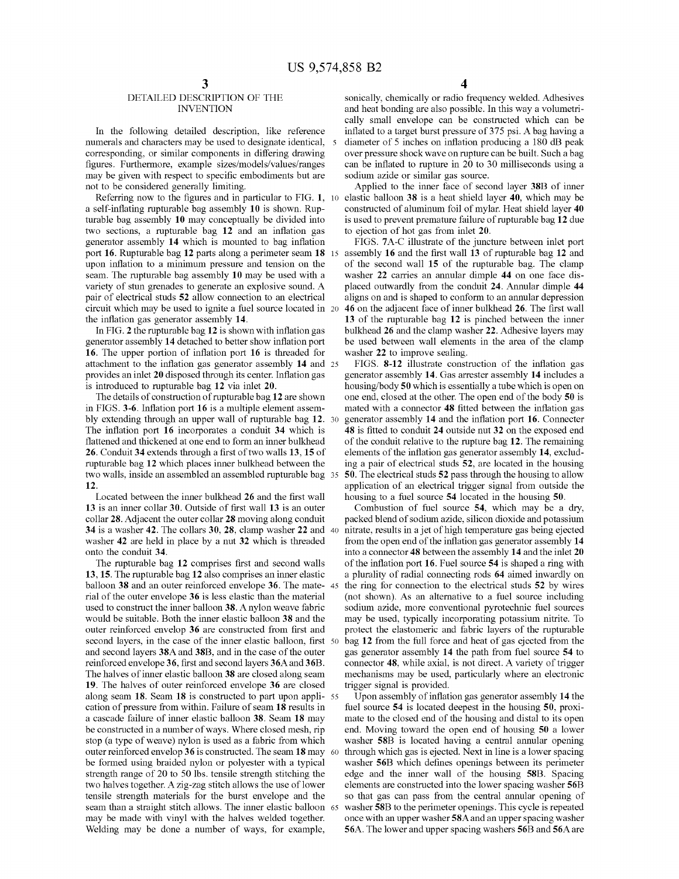## DETAILED DESCRIPTION OF THE INVENTION

In the following detailed description, like reference numerals and characters may be used to designate identical, corresponding, or similar components in differing drawing figures. Furthermore, example sizes/models/values/ranges may be given with respect to specific embodiments but are not to be considered generally limiting.

Referring now to the figures and in particular to FIG. **1**, a self-inflating rupturable bag assembly **10** is shown. Rupturable bag assembly **10** may conceptually be divided into two sections, a rupturable bag **12** and an inflation gas generator assembly **14** which is mounted to bag inflation port **16**. Rupturable bag **12** parts along a perimeter seam **18** upon inflation to a minimum pressure and tension on the seam. The rupturable bag assembly **10** may be used with a variety of stun grenades to generate an explosive sound. A pair of electrical studs **52** allow connection to an electrical circuit which may be used to ignite a fuel source located in the inflation gas generator assembly **14**.

In FIG. **2** the rupturable bag **12** is shown with inflation gas generator assembly **14** detached to better show inflation port **16**. The upper portion of inflation port **16** is threaded for attachment to the inflation gas generator assembly **14** and provides an inlet **20** disposed through its center. Inflation gas is introduced to rupturable bag **12** via inlet **20**.

The details of construction of rupturable bag **12** are shown in FIGS. **3-6**. Inflation port **16** is a multiple element assembly extending through an upper wall of rupturable bag **12**. The inflation port **16** incorporates a conduit **34** which is flattened and thickened at one end to form an inner bulkhead **26**. Conduit **34** extends through a first of two walls **13**, **15** of rupturable bag **12** which places inner bulkhead between the two walls, inside an assembled an assembled rupturable bag **12**.

Located between the inner bulkhead **26** and the first wall **13** is an inner collar **30**. Outside of first wall **13** is an outer collar **28**. Adjacent the outer collar **28** moving along conduit **34** is a washer **42**. The collars **30**, **28**, clamp washer **22** and washer **42** are held in place by a nut **32** which is threaded onto the conduit **34**.

The rupturable bag **12** comprises first and second walls **13**, **15**. The rupturable bag **12** also comprises an inner elastic balloon **38** and an outer reinforced envelope **36**. The material of the outer envelope **36** is less elastic than the material used to construct the inner balloon **38**. A nylon weave fabric would be suitable. Both the inner elastic balloon **38** and the outer reinforced envelop **36** are constructed from first and second layers, in the case of the inner elastic balloon, first and second layers **38A** and **38B**, and in the case of the outer reinforced envelope **36**, first and second layers **36A** and **36B**. The halves of inner elastic balloon **38** are closed along seam **19**. The halves of outer reinforced envelope **36** are closed along seam **18**. Seam **18** is constructed to part upon application of pressure from within. Failure of seam **18** results in a cascade failure of inner elastic balloon **38**. Seam **18** may be constructed in a number of ways. Where closed mesh, rip stop (a type of weave) nylon is used as a fabric from which outer reinforced envelop **36** is constructed. The seam **18** may be formed using braided nylon or polyester with a typical strength range of 20 to 50 lbs. tensile strength stitching the two halves together. A zig-zag stitch allows the use of lower tensile strength materials for the burst envelope and the seam than a straight stitch allows. The inner elastic balloon may be made with vinyl with the halves welded together. Welding may be done a number of ways, for example, sonically, chemically or radio frequency welded. Adhesives and heat bonding are also possible. In this way a volumetrically small envelope can be constructed which can be inflated to a target burst pressure of 375 psi. A bag having a diameter of 5 inches on inflation producing a 180 dB peak over pressure shock wave on rupture can be built. Such a bag can be inflated to rupture in 20 to 30 milliseconds using a sodium azide or similar gas source.

Applied to the inner face of second layer **38B** of inner elastic balloon **38** is a heat shield layer **40**, which may be constructed of aluminum foil of mylar. Heat shield layer **40** is used to prevent premature failure of rupturable bag **12** due to ejection of hot gas from inlet **20**.

FIGS. **7A-C** illustrate of the juncture between inlet port assembly **16** and the first wall **13** of rupturable bag **12** and of the second wall **15** of the rupturable bag. The clamp washer **22** carries an annular dimple **44** on one face displaced outwardly from the conduit **24**. Annular dimple **44** aligns on and is shaped to conform to an annular depression **46** on the adjacent face of inner bulkhead **26**. The first wall **13** of the rupturable bag **12** is pinched between the inner bulkhead **26** and the clamp washer **22**. Adhesive layers may be used between wall elements in the area of the clamp washer **22** to improve sealing.

FIGS. **8-12** illustrate construction of the inflation gas generator assembly **14**. Gas arrester assembly **14** includes a housing/body **50** which is essentially a tube which is open on one end, closed at the other. The open end of the body **50** is mated with a connector **48** fitted between the inflation gas generator assembly **14** and the inflation port **16**. Connecter **48** is fitted to conduit **24** outside nut **32** on the exposed end of the conduit relative to the rupture bag **12**. The remaining elements of the inflation gas generator assembly **14**, excluding a pair of electrical studs **52**, are located in the housing **50**. The electrical studs **52** pass through the housing to allow application of an electrical trigger signal from outside the housing to a fuel source **54** located in the housing **50**.

Combustion of fuel source **54**, which may be a dry, packed blend of sodium azide, silicon dioxide and potassium nitrate, results in a jet of high temperature gas being ejected from the open end of the inflation gas generator assembly **14** into a connector **48** between the assembly **14** and the inlet **20** of the inflation port **16**. Fuel source **54** is shaped a ring with a plurality of radial connecting rods **64** aimed inwardly on the ring for connection to the electrical studs **52** by wires (not shown). As an alternative to a fuel source including sodium azide, more conventional pyrotechnic fuel sources may be used, typically incorporating potassium nitrite. To protect the elastomeric and fabric layers of the rupturable bag **12** from the full force and heat of gas ejected from the gas generator assembly **14** the path from fuel source **54** to connector **48**, while axial, is not direct. A variety of trigger mechanisms may be used, particularly where an electronic trigger signal is provided.

Upon assembly of inflation gas generator assembly **14** the fuel source **54** is located deepest in the housing **50**, proximate to the closed end of the housing and distal to its open end. Moving toward the open end of housing **50** a lower washer **58B** is located having a central annular opening through which gas is ejected. Next in line is a lower spacing washer **56B** which defines openings between its perimeter edge and the inner wall of the housing **58B**. Spacing elements are constructed into the lower spacing washer **56B** so that gas can pass from the central annular opening of washer **58B** to the perimeter openings. This cycle is repeated once with an upper washer **58A** and an upper spacing washer **56A**. The lower and upper spacing washers **56B** and **56A** are